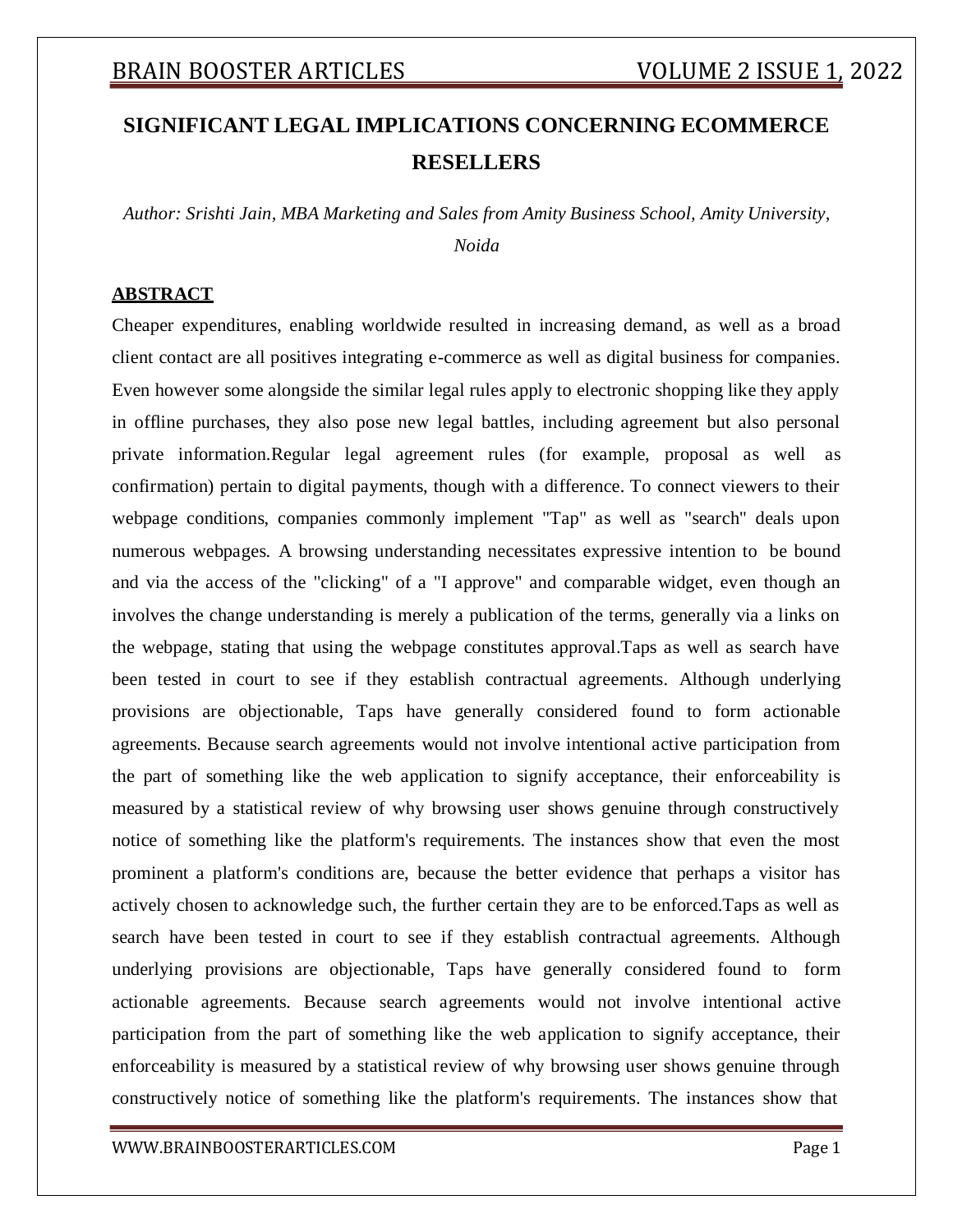# SIGNIFICANT LEGAL IMPLICATIONS CONCERNING ECOMMERCE RESELLERS

*Author: Srishti Jain, MBA Marketing and Sales from Amity Business School, Amity University, Noida*

## ABSTRACT

Cheaper expenditures, enabling worldwide resulted in increasing demand, as well as a broad client contact are all positives integrating e-commerce as well as digital business for companies. Even however some alongside the similar legal rules apply to electronic shopping like they apply in offline purchases, they also pose new legal battles, including agreement but also personal private information.Regular legal agreement rules (for example, proposal as well as confirmation) pertain to digital payments, though with a difference. To connect viewers to their webpage conditions, companies commonly implement "Tap" as well as "search" deals upon numerous webpages. A browsing understanding necessitates expressive intention to be bound and via the access of the "clicking" of a "I approve" and comparable widget, even though an involves the change understanding is merely a publication of the terms, generally via a links on the webpage, stating that using the webpage constitutes approval.Taps as well as search have been tested in court to see if they establish contractual agreements. Although underlying provisions are objectionable, Taps have generally considered found to form actionable agreements. Because search agreements would not involve intentional active participation from the part of something like the web application to signify acceptance, their enforceability is measured by a statistical review of why browsing user shows genuine through constructively notice of something like the platform's requirements. The instances show that even the most prominent a platform's conditions are, because the better evidence that perhaps a visitor has actively chosen to acknowledge such, the further certain they are to be enforced.Taps as well as search have been tested in court to see if they establish contractual agreements. Although underlying provisions are objectionable, Taps have generally considered found to form actionable agreements. Because search agreements would not involve intentional active participation from the part of something like the web application to signify acceptance, their enforceability is measured by a statistical review of why browsing user shows genuine through constructively notice of something like the platform's requirements. The instances show that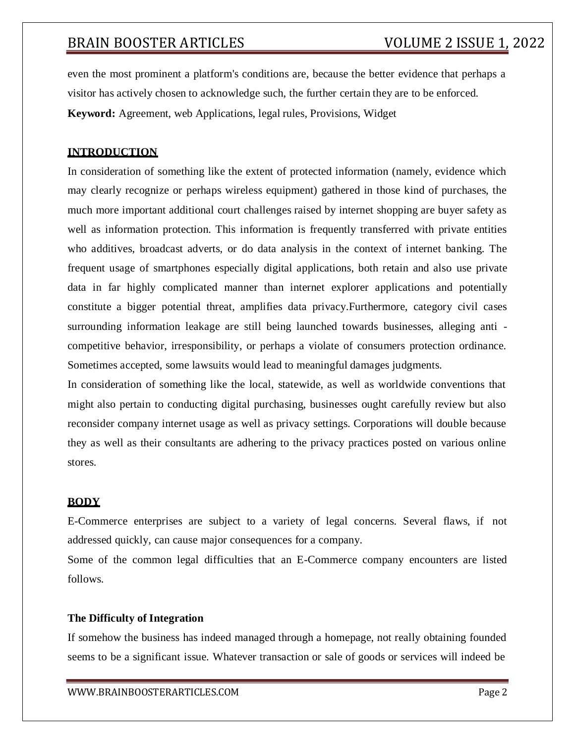even the most prominent a platform's conditions are, because the better evidence that perhaps a visitor has actively chosen to acknowledge such, the further certain they are to be enforced.

**Keyword:** Agreement, web Applications, legal rules, Provisions, Widget

## INTRODUCTION

In consideration of something like the extent of protected information (namely, evidence which may clearly recognize or perhaps wireless equipment) gathered in those kind of purchases, the much more important additional court challenges raised by internet shopping are buyer safety as well as information protection. This information is frequently transferred with private entities who additives, broadcast adverts, or do data analysis in the context of internet banking. The frequent usage of smartphones especially digital applications, both retain and also use private data in far highly complicated manner than internet explorer applications and potentially constitute a bigger potential threat, amplifies data privacy.Furthermore, category civil cases surrounding information leakage are still being launched towards businesses, alleging anti - competitive behavior, irresponsibility, or perhaps a violate of consumers protection ordinance. Sometimes accepted, some lawsuits would lead to meaningful damages judgments.

In consideration of something like the local, statewide, as well as worldwide conventions that might also pertain to conducting digital purchasing, businesses ought carefully review but also reconsider company internet usage as well as privacy settings. Corporations will double because they as well as their consultants are adhering to the privacy practices posted on various online stores.

## BODY

E-Commerce enterprises are subject to a variety of legal concerns. Several flaws, if not addressed quickly, can cause major consequences for a company.

Some of the common legal difficulties that an E-Commerce company encounters are listed follows.

### The Difficulty of Integration

If somehow the business has indeed managed through a homepage, not really obtaining founded seems to be a significant issue. Whatever transaction or sale of goods or services will indeed be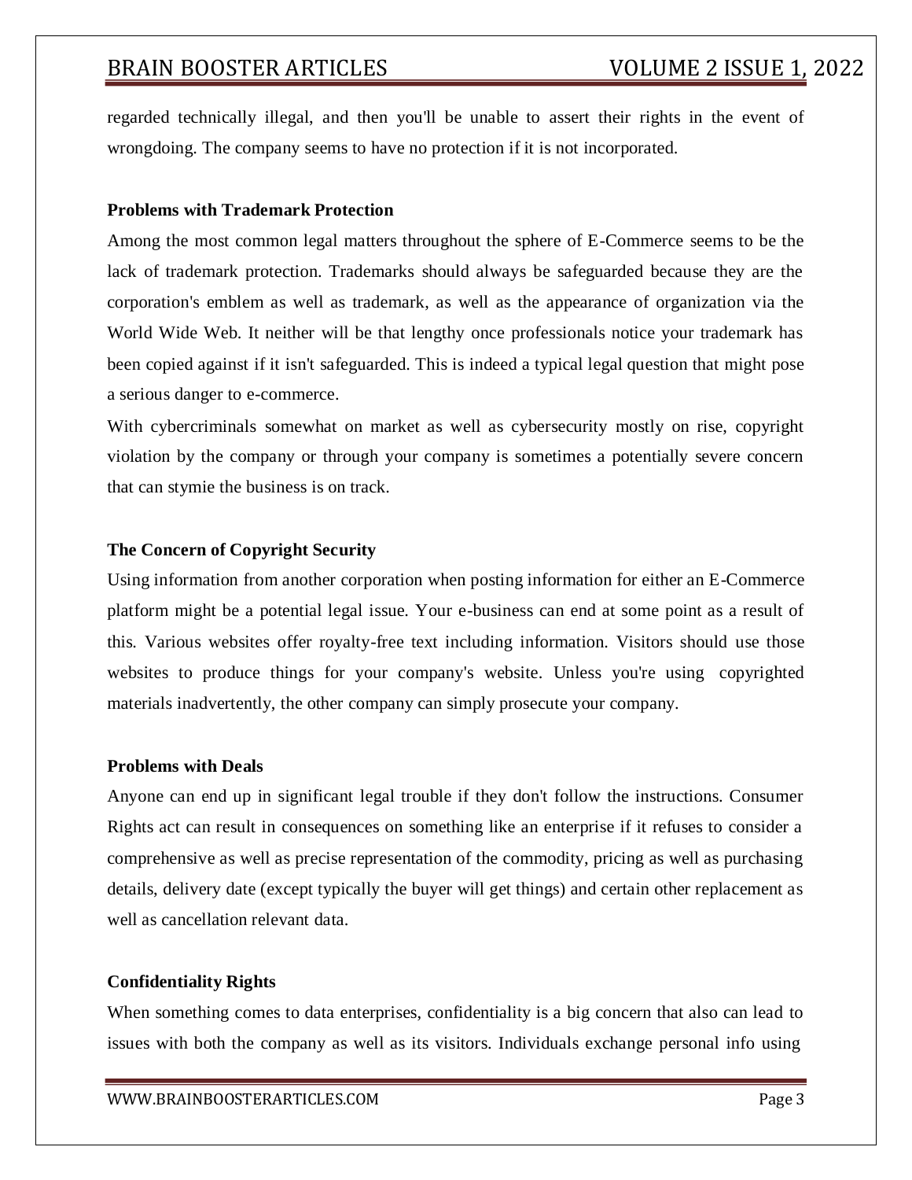regarded technically illegal, and then you'll be unable to assert their rights in the event of wrongdoing. The company seems to have no protection if it is not incorporated.

**Problems with Trademark Protection**

Among the most common legal matters throughout the sphere of E-Commerce seems to be the lack of trademark protection. Trademarks should always be safeguarded because they are the corporation's emblem as well as trademark, as well as the appearance of organization via the World Wide Web. It neither will be that lengthy once professionals notice your trademark has been copied against if it isn't safeguarded. This is indeed a typical legal question that might pose a serious danger to e-commerce.

With cybercriminals somewhat on market as well as cybersecurity mostly on rise, copyright violation by the company or through your company is sometimes a potentially severe concern that can stymie the business is on track.

**The Concern of Copyright Security**

Using information from another corporation when posting information for either an E-Commerce platform might be a potential legal issue. Your e-business can end at some point as a result of this. Various websites offer royalty-free text including information. Visitors should use those websites to produce things for your company's website. Unless you're using copyrighted materials inadvertently, the other company can simply prosecute your company.

**Problems with Deals**

Anyone can end up in significant legal trouble if they don't follow the instructions. Consumer Rights act can result in consequences on something like an enterprise if it refuses to consider a comprehensive as well as precise representation of the commodity, pricing as well as purchasing details, delivery date (except typically the buyer will get things) and certain other replacement as well as cancellation relevant data.

**Confidentiality Rights**

When something comes to data enterprises, confidentiality is a big concern that also can lead to issues with both the company as well as its visitors. Individuals exchange personal info using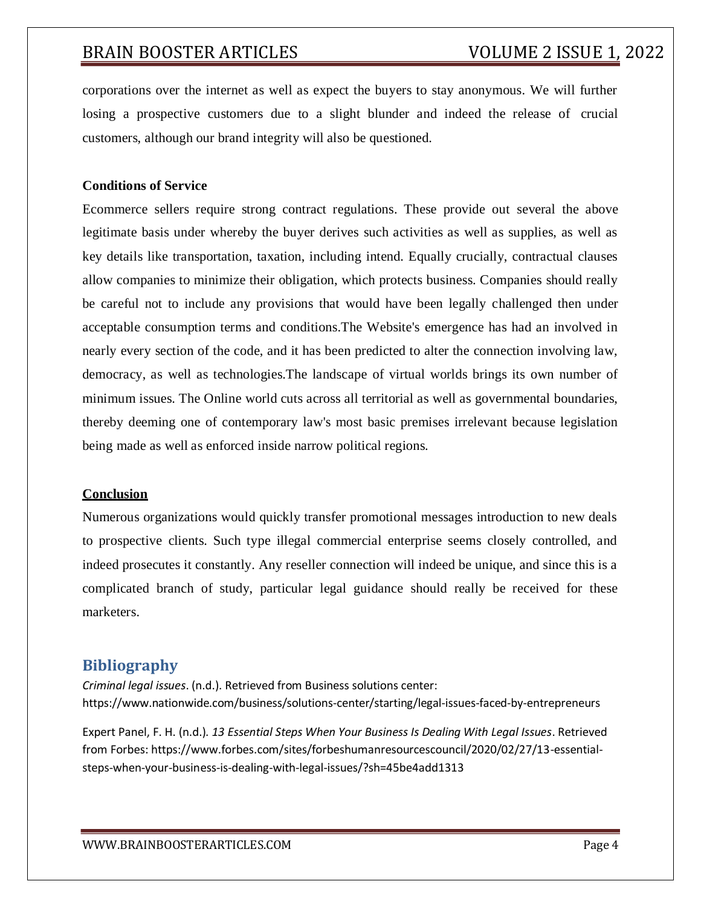corporations over the internet as well as expect the buyers to stay anonymous. We will further losing a prospective customers due to a slight blunder and indeed the release of crucial customers, although our brand integrity will also be questioned.

**Conditions of Service**

Ecommerce sellers require strong contract regulations. These provide out several the above legitimate basis under whereby the buyer derives such activities as well as supplies, as well as key details like transportation, taxation, including intend. Equally crucially, contractual clauses allow companies to minimize their obligation, which protects business. Companies should really be careful not to include any provisions that would have been legally challenged then under acceptable consumption terms and conditions.The Website's emergence has had an involved in nearly every section of the code, and it has been predicted to alter the connection involving law, democracy, as well as technologies.The landscape of virtual worlds brings its own number of minimum issues. The Online world cuts across all territorial as well as governmental boundaries, thereby deeming one of contemporary law's most basic premises irrelevant because legislation being made as well as enforced inside narrow political regions.

**Conclusion**

Numerous organizations would quickly transfer promotional messages introduction to new deals to prospective clients. Such type illegal commercial enterprise seems closely controlled, and indeed prosecutes it constantly. Any reseller connection will indeed be unique, and since this is a complicated branch of study, particular legal guidance should really be received for these marketers.

## Bibliography

*Criminal legal issues*. (n.d.). Retrieved from Business solutions center: https://www.nationwide.com/business/solutions-center/starting/legal-issues-faced-by-entrepreneurs

Expert Panel, F. H. (n.d.). *13 Essential Steps When Your Business Is Dealing With Legal Issues*. Retrieved from Forbes: https://www.forbes.com/sites/forbeshumanresourcescouncil/2020/02/27/13-essential-steps-when-your-business-is-dealing-with-legal-issues/?sh=45be4add1313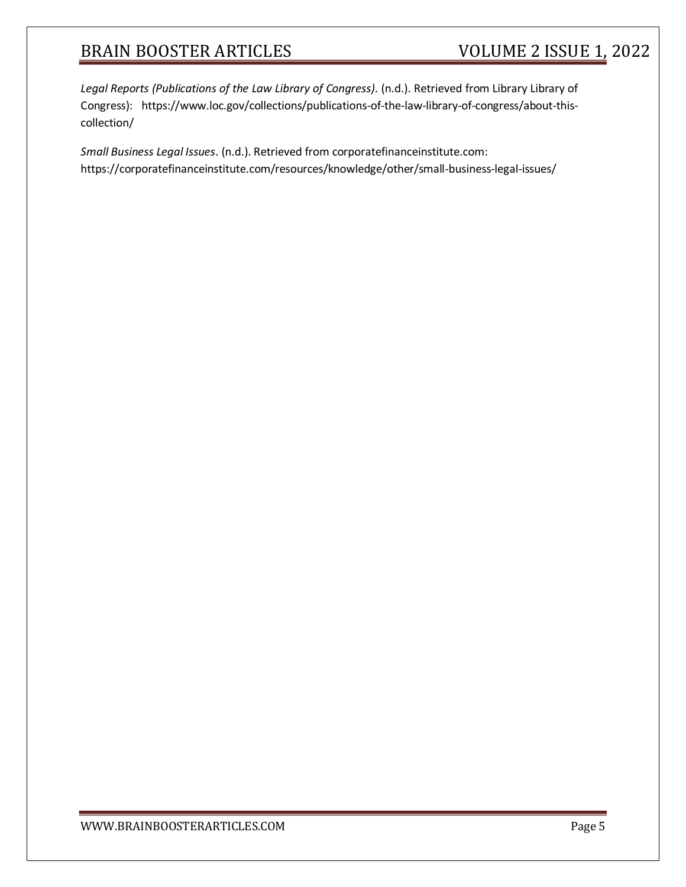*Legal Reports (Publications of the Law Library of Congress)*. (n.d.). Retrieved from Library Library of Congress): https://www.loc.gov/collections/publications-of-the-law-library-of-congress/about-this-collection/

*Small Business Legal Issues*. (n.d.). Retrieved from corporatefinanceinstitute.com: https://corporatefinanceinstitute.com/resources/knowledge/other/small-business-legal-issues/